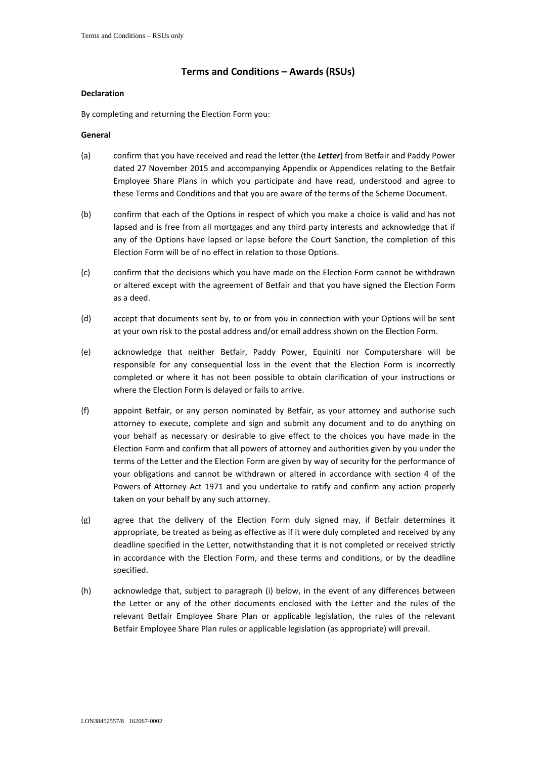# Terms and Conditions – Awards (RSUs)

**Declaration**

By completing and returning the Election Form you:

**General**

(a) confirm that you have received and read the letter (the ***Letter***) from Betfair and Paddy Power dated 27 November 2015 and accompanying Appendix or Appendices relating to the Betfair Employee Share Plans in which you participate and have read, understood and agree to these Terms and Conditions and that you are aware of the terms of the Scheme Document.

(b) confirm that each of the Options in respect of which you make a choice is valid and has not lapsed and is free from all mortgages and any third party interests and acknowledge that if any of the Options have lapsed or lapse before the Court Sanction, the completion of this Election Form will be of no effect in relation to those Options.

(c) confirm that the decisions which you have made on the Election Form cannot be withdrawn or altered except with the agreement of Betfair and that you have signed the Election Form as a deed.

(d) accept that documents sent by, to or from you in connection with your Options will be sent at your own risk to the postal address and/or email address shown on the Election Form.

(e) acknowledge that neither Betfair, Paddy Power, Equiniti nor Computershare will be responsible for any consequential loss in the event that the Election Form is incorrectly completed or where it has not been possible to obtain clarification of your instructions or where the Election Form is delayed or fails to arrive.

(f) appoint Betfair, or any person nominated by Betfair, as your attorney and authorise such attorney to execute, complete and sign and submit any document and to do anything on your behalf as necessary or desirable to give effect to the choices you have made in the Election Form and confirm that all powers of attorney and authorities given by you under the terms of the Letter and the Election Form are given by way of security for the performance of your obligations and cannot be withdrawn or altered in accordance with section 4 of the Powers of Attorney Act 1971 and you undertake to ratify and confirm any action properly taken on your behalf by any such attorney.

(g) agree that the delivery of the Election Form duly signed may, if Betfair determines it appropriate, be treated as being as effective as if it were duly completed and received by any deadline specified in the Letter, notwithstanding that it is not completed or received strictly in accordance with the Election Form, and these terms and conditions, or by the deadline specified.

(h) acknowledge that, subject to paragraph (i) below, in the event of any differences between the Letter or any of the other documents enclosed with the Letter and the rules of the relevant Betfair Employee Share Plan or applicable legislation, the rules of the relevant Betfair Employee Share Plan rules or applicable legislation (as appropriate) will prevail.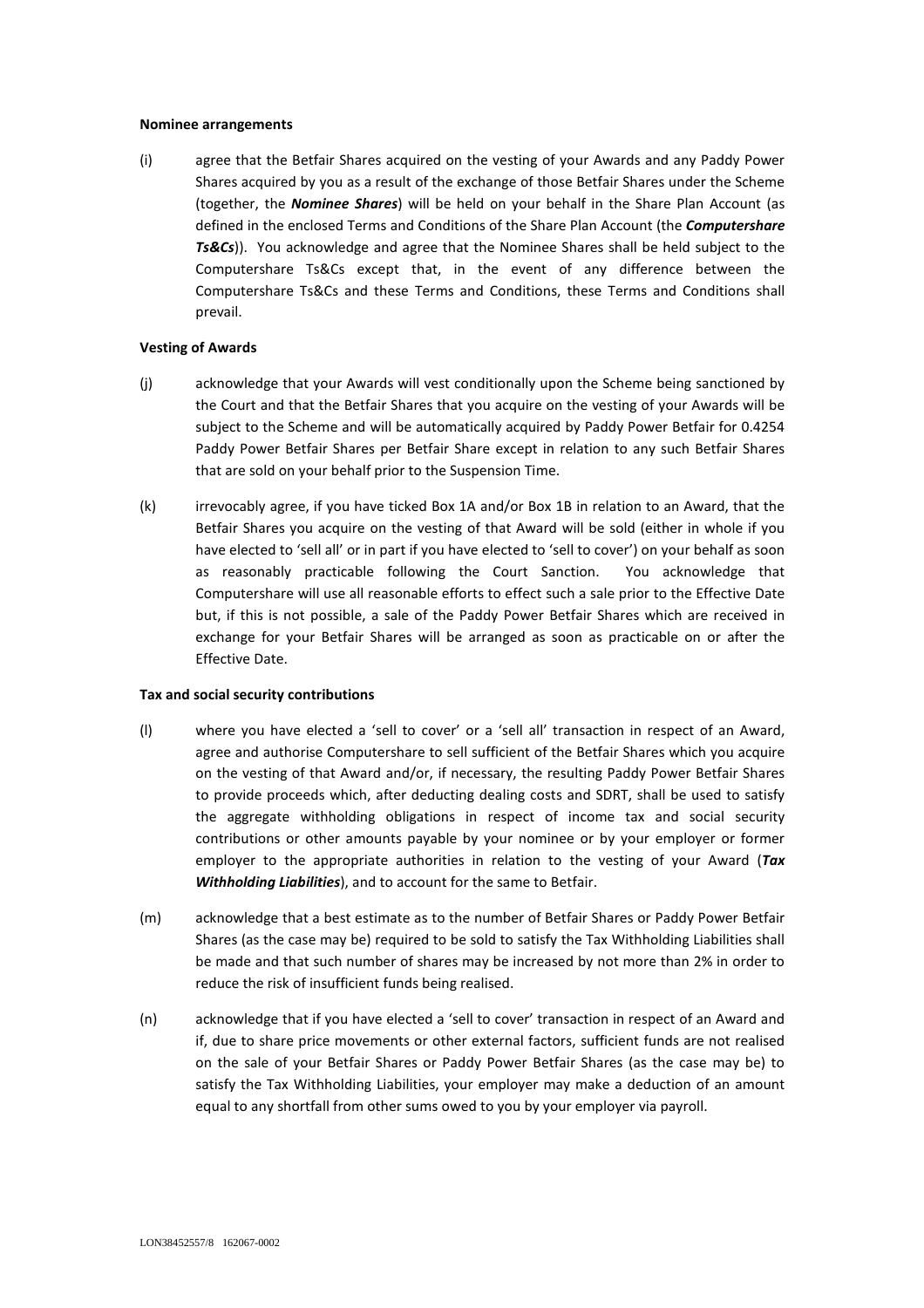**Nominee arrangements**

(i) agree that the Betfair Shares acquired on the vesting of your Awards and any Paddy Power Shares acquired by you as a result of the exchange of those Betfair Shares under the Scheme (together, the ***Nominee Shares***) will be held on your behalf in the Share Plan Account (as defined in the enclosed Terms and Conditions of the Share Plan Account (the ***Computershare Ts&Cs***)). You acknowledge and agree that the Nominee Shares shall be held subject to the Computershare Ts&Cs except that, in the event of any difference between the Computershare Ts&Cs and these Terms and Conditions, these Terms and Conditions shall prevail.

**Vesting of Awards**

(j) acknowledge that your Awards will vest conditionally upon the Scheme being sanctioned by the Court and that the Betfair Shares that you acquire on the vesting of your Awards will be subject to the Scheme and will be automatically acquired by Paddy Power Betfair for 0.4254 Paddy Power Betfair Shares per Betfair Share except in relation to any such Betfair Shares that are sold on your behalf prior to the Suspension Time.

(k) irrevocably agree, if you have ticked Box 1A and/or Box 1B in relation to an Award, that the Betfair Shares you acquire on the vesting of that Award will be sold (either in whole if you have elected to 'sell all' or in part if you have elected to 'sell to cover') on your behalf as soon as reasonably practicable following the Court Sanction. You acknowledge that Computershare will use all reasonable efforts to effect such a sale prior to the Effective Date but, if this is not possible, a sale of the Paddy Power Betfair Shares which are received in exchange for your Betfair Shares will be arranged as soon as practicable on or after the Effective Date.

**Tax and social security contributions**

(l) where you have elected a 'sell to cover' or a 'sell all' transaction in respect of an Award, agree and authorise Computershare to sell sufficient of the Betfair Shares which you acquire on the vesting of that Award and/or, if necessary, the resulting Paddy Power Betfair Shares to provide proceeds which, after deducting dealing costs and SDRT, shall be used to satisfy the aggregate withholding obligations in respect of income tax and social security contributions or other amounts payable by your nominee or by your employer or former employer to the appropriate authorities in relation to the vesting of your Award (***Tax Withholding Liabilities***), and to account for the same to Betfair.

(m) acknowledge that a best estimate as to the number of Betfair Shares or Paddy Power Betfair Shares (as the case may be) required to be sold to satisfy the Tax Withholding Liabilities shall be made and that such number of shares may be increased by not more than 2% in order to reduce the risk of insufficient funds being realised.

(n) acknowledge that if you have elected a 'sell to cover' transaction in respect of an Award and if, due to share price movements or other external factors, sufficient funds are not realised on the sale of your Betfair Shares or Paddy Power Betfair Shares (as the case may be) to satisfy the Tax Withholding Liabilities, your employer may make a deduction of an amount equal to any shortfall from other sums owed to you by your employer via payroll.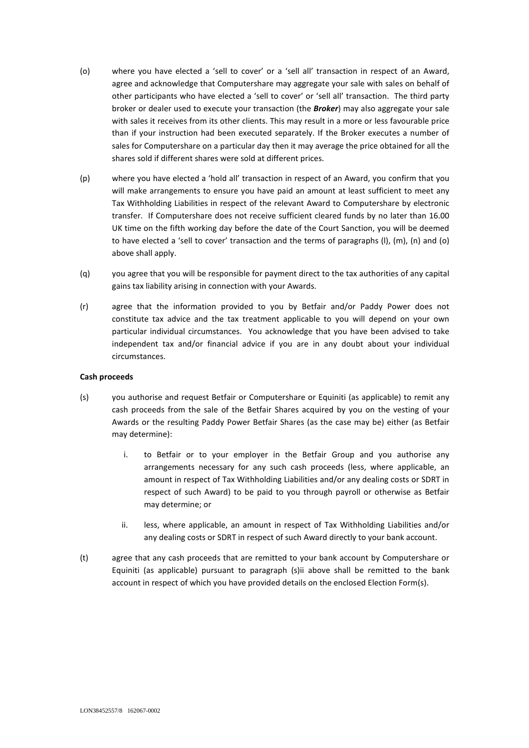(o) where you have elected a 'sell to cover' or a 'sell all' transaction in respect of an Award, agree and acknowledge that Computershare may aggregate your sale with sales on behalf of other participants who have elected a 'sell to cover' or 'sell all' transaction. The third party broker or dealer used to execute your transaction (the ***Broker***) may also aggregate your sale with sales it receives from its other clients. This may result in a more or less favourable price than if your instruction had been executed separately. If the Broker executes a number of sales for Computershare on a particular day then it may average the price obtained for all the shares sold if different shares were sold at different prices.

(p) where you have elected a 'hold all' transaction in respect of an Award, you confirm that you will make arrangements to ensure you have paid an amount at least sufficient to meet any Tax Withholding Liabilities in respect of the relevant Award to Computershare by electronic transfer. If Computershare does not receive sufficient cleared funds by no later than 16.00 UK time on the fifth working day before the date of the Court Sanction, you will be deemed to have elected a 'sell to cover' transaction and the terms of paragraphs (l), (m), (n) and (o) above shall apply.

(q) you agree that you will be responsible for payment direct to the tax authorities of any capital gains tax liability arising in connection with your Awards.

(r) agree that the information provided to you by Betfair and/or Paddy Power does not constitute tax advice and the tax treatment applicable to you will depend on your own particular individual circumstances. You acknowledge that you have been advised to take independent tax and/or financial advice if you are in any doubt about your individual circumstances.

**Cash proceeds**

(s) you authorise and request Betfair or Computershare or Equiniti (as applicable) to remit any cash proceeds from the sale of the Betfair Shares acquired by you on the vesting of your Awards or the resulting Paddy Power Betfair Shares (as the case may be) either (as Betfair may determine):

  i. to Betfair or to your employer in the Betfair Group and you authorise any arrangements necessary for any such cash proceeds (less, where applicable, an amount in respect of Tax Withholding Liabilities and/or any dealing costs or SDRT in respect of such Award) to be paid to you through payroll or otherwise as Betfair may determine; or

  ii. less, where applicable, an amount in respect of Tax Withholding Liabilities and/or any dealing costs or SDRT in respect of such Award directly to your bank account.

(t) agree that any cash proceeds that are remitted to your bank account by Computershare or Equiniti (as applicable) pursuant to paragraph (s)ii above shall be remitted to the bank account in respect of which you have provided details on the enclosed Election Form(s).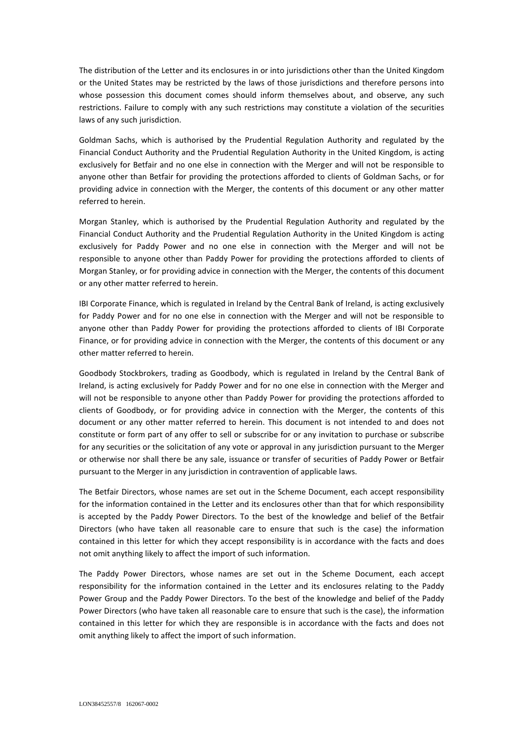The distribution of the Letter and its enclosures in or into jurisdictions other than the United Kingdom or the United States may be restricted by the laws of those jurisdictions and therefore persons into whose possession this document comes should inform themselves about, and observe, any such restrictions. Failure to comply with any such restrictions may constitute a violation of the securities laws of any such jurisdiction.

Goldman Sachs, which is authorised by the Prudential Regulation Authority and regulated by the Financial Conduct Authority and the Prudential Regulation Authority in the United Kingdom, is acting exclusively for Betfair and no one else in connection with the Merger and will not be responsible to anyone other than Betfair for providing the protections afforded to clients of Goldman Sachs, or for providing advice in connection with the Merger, the contents of this document or any other matter referred to herein.

Morgan Stanley, which is authorised by the Prudential Regulation Authority and regulated by the Financial Conduct Authority and the Prudential Regulation Authority in the United Kingdom is acting exclusively for Paddy Power and no one else in connection with the Merger and will not be responsible to anyone other than Paddy Power for providing the protections afforded to clients of Morgan Stanley, or for providing advice in connection with the Merger, the contents of this document or any other matter referred to herein.

IBI Corporate Finance, which is regulated in Ireland by the Central Bank of Ireland, is acting exclusively for Paddy Power and for no one else in connection with the Merger and will not be responsible to anyone other than Paddy Power for providing the protections afforded to clients of IBI Corporate Finance, or for providing advice in connection with the Merger, the contents of this document or any other matter referred to herein.

Goodbody Stockbrokers, trading as Goodbody, which is regulated in Ireland by the Central Bank of Ireland, is acting exclusively for Paddy Power and for no one else in connection with the Merger and will not be responsible to anyone other than Paddy Power for providing the protections afforded to clients of Goodbody, or for providing advice in connection with the Merger, the contents of this document or any other matter referred to herein. This document is not intended to and does not constitute or form part of any offer to sell or subscribe for or any invitation to purchase or subscribe for any securities or the solicitation of any vote or approval in any jurisdiction pursuant to the Merger or otherwise nor shall there be any sale, issuance or transfer of securities of Paddy Power or Betfair pursuant to the Merger in any jurisdiction in contravention of applicable laws.

The Betfair Directors, whose names are set out in the Scheme Document, each accept responsibility for the information contained in the Letter and its enclosures other than that for which responsibility is accepted by the Paddy Power Directors. To the best of the knowledge and belief of the Betfair Directors (who have taken all reasonable care to ensure that such is the case) the information contained in this letter for which they accept responsibility is in accordance with the facts and does not omit anything likely to affect the import of such information.

The Paddy Power Directors, whose names are set out in the Scheme Document, each accept responsibility for the information contained in the Letter and its enclosures relating to the Paddy Power Group and the Paddy Power Directors. To the best of the knowledge and belief of the Paddy Power Directors (who have taken all reasonable care to ensure that such is the case), the information contained in this letter for which they are responsible is in accordance with the facts and does not omit anything likely to affect the import of such information.

LON38452557/8 162067-0002